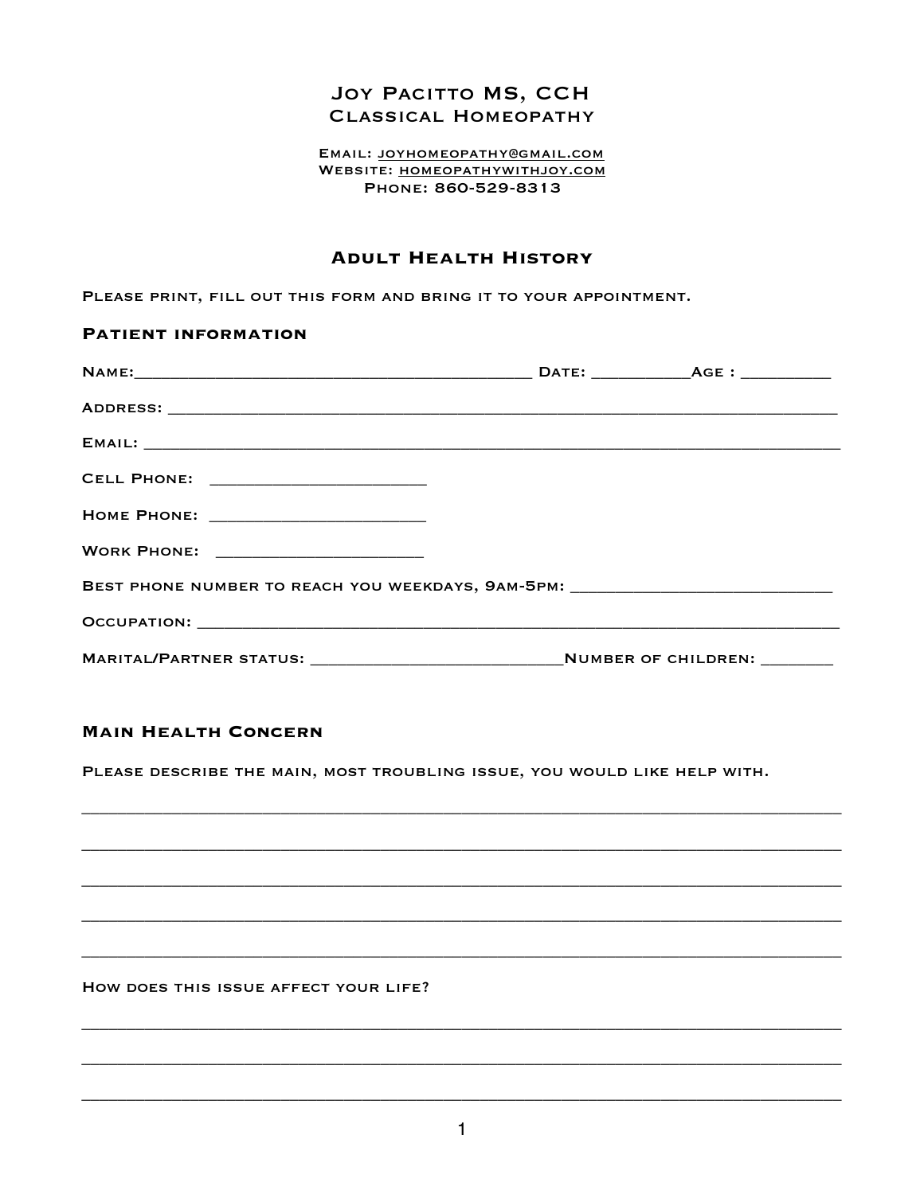# Joy Pacitto MS, CCH
## Classical Homeopathy

Email: joyhomeopathy@gmail.com
Website: homeopathywithjoy.com
Phone: 860-529-8313

## Adult Health History

Please print, fill out this form and bring it to your appointment.

### Patient information

Name:_____________________________________________ Date: ___________Age : __________

Address: ___________________________________________________________________________

Email: _____________________________________________________________________________

Cell Phone: ________________________

Home Phone: ________________________

Work Phone: ________________________

Best phone number to reach you weekdays, 9am-5pm: ______________________________

Occupation: ________________________________________________________________________

Marital/Partner status: ____________________________Number of children: ________

### Main Health Concern

Please describe the main, most troubling issue, you would like help with.

_____________________________________________________________________________________

_____________________________________________________________________________________

_____________________________________________________________________________________

_____________________________________________________________________________________

_____________________________________________________________________________________

How does this issue affect your life?

_____________________________________________________________________________________

_____________________________________________________________________________________

_____________________________________________________________________________________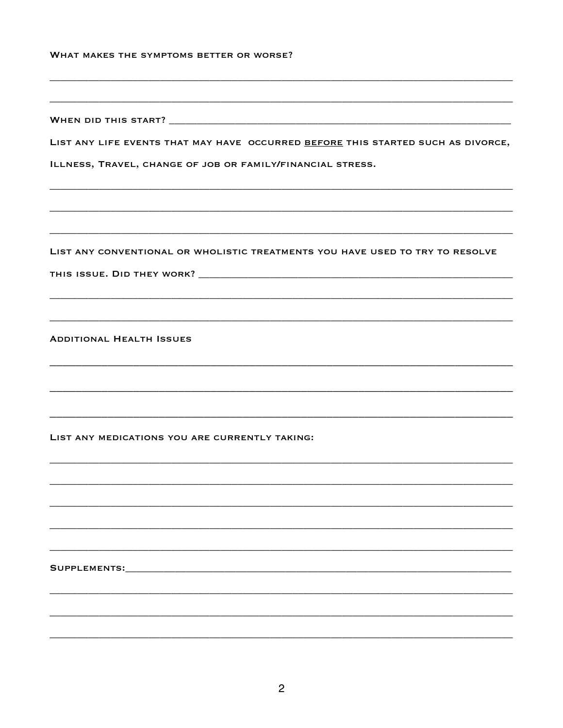What makes the symptoms better or worse?

\_\_\_\_\_\_\_\_\_\_\_\_\_\_\_\_\_\_\_\_\_\_\_\_\_\_\_\_\_\_\_\_\_\_\_\_\_\_\_\_\_\_\_\_\_\_\_\_\_\_\_\_\_\_\_\_\_\_\_\_\_\_\_\_\_\_\_\_\_\_

\_\_\_\_\_\_\_\_\_\_\_\_\_\_\_\_\_\_\_\_\_\_\_\_\_\_\_\_\_\_\_\_\_\_\_\_\_\_\_\_\_\_\_\_\_\_\_\_\_\_\_\_\_\_\_\_\_\_\_\_\_\_\_\_\_\_\_\_\_\_

When did this start? \_\_\_\_\_\_\_\_\_\_\_\_\_\_\_\_\_\_\_\_\_\_\_\_\_\_\_\_\_\_\_\_\_\_\_\_\_\_\_\_\_\_\_\_\_\_\_\_\_\_\_\_

List any life events that may have occurred <u>before</u> this started such as divorce, Illness, Travel, change of job or family/financial stress.

\_\_\_\_\_\_\_\_\_\_\_\_\_\_\_\_\_\_\_\_\_\_\_\_\_\_\_\_\_\_\_\_\_\_\_\_\_\_\_\_\_\_\_\_\_\_\_\_\_\_\_\_\_\_\_\_\_\_\_\_\_\_\_\_\_\_\_\_\_\_

\_\_\_\_\_\_\_\_\_\_\_\_\_\_\_\_\_\_\_\_\_\_\_\_\_\_\_\_\_\_\_\_\_\_\_\_\_\_\_\_\_\_\_\_\_\_\_\_\_\_\_\_\_\_\_\_\_\_\_\_\_\_\_\_\_\_\_\_\_\_

\_\_\_\_\_\_\_\_\_\_\_\_\_\_\_\_\_\_\_\_\_\_\_\_\_\_\_\_\_\_\_\_\_\_\_\_\_\_\_\_\_\_\_\_\_\_\_\_\_\_\_\_\_\_\_\_\_\_\_\_\_\_\_\_\_\_\_\_\_\_

List any conventional or wholistic treatments you have used to try to resolve this issue. Did they work? \_\_\_\_\_\_\_\_\_\_\_\_\_\_\_\_\_\_\_\_\_\_\_\_\_\_\_\_\_\_\_\_\_\_\_\_\_\_\_\_\_\_\_\_\_\_\_\_\_\_

\_\_\_\_\_\_\_\_\_\_\_\_\_\_\_\_\_\_\_\_\_\_\_\_\_\_\_\_\_\_\_\_\_\_\_\_\_\_\_\_\_\_\_\_\_\_\_\_\_\_\_\_\_\_\_\_\_\_\_\_\_\_\_\_\_\_\_\_\_\_

\_\_\_\_\_\_\_\_\_\_\_\_\_\_\_\_\_\_\_\_\_\_\_\_\_\_\_\_\_\_\_\_\_\_\_\_\_\_\_\_\_\_\_\_\_\_\_\_\_\_\_\_\_\_\_\_\_\_\_\_\_\_\_\_\_\_\_\_\_\_

Additional Health Issues

\_\_\_\_\_\_\_\_\_\_\_\_\_\_\_\_\_\_\_\_\_\_\_\_\_\_\_\_\_\_\_\_\_\_\_\_\_\_\_\_\_\_\_\_\_\_\_\_\_\_\_\_\_\_\_\_\_\_\_\_\_\_\_\_\_\_\_\_\_\_

\_\_\_\_\_\_\_\_\_\_\_\_\_\_\_\_\_\_\_\_\_\_\_\_\_\_\_\_\_\_\_\_\_\_\_\_\_\_\_\_\_\_\_\_\_\_\_\_\_\_\_\_\_\_\_\_\_\_\_\_\_\_\_\_\_\_\_\_\_\_

\_\_\_\_\_\_\_\_\_\_\_\_\_\_\_\_\_\_\_\_\_\_\_\_\_\_\_\_\_\_\_\_\_\_\_\_\_\_\_\_\_\_\_\_\_\_\_\_\_\_\_\_\_\_\_\_\_\_\_\_\_\_\_\_\_\_\_\_\_\_

List any medications you are currently taking:

\_\_\_\_\_\_\_\_\_\_\_\_\_\_\_\_\_\_\_\_\_\_\_\_\_\_\_\_\_\_\_\_\_\_\_\_\_\_\_\_\_\_\_\_\_\_\_\_\_\_\_\_\_\_\_\_\_\_\_\_\_\_\_\_\_\_\_\_\_\_

\_\_\_\_\_\_\_\_\_\_\_\_\_\_\_\_\_\_\_\_\_\_\_\_\_\_\_\_\_\_\_\_\_\_\_\_\_\_\_\_\_\_\_\_\_\_\_\_\_\_\_\_\_\_\_\_\_\_\_\_\_\_\_\_\_\_\_\_\_\_

\_\_\_\_\_\_\_\_\_\_\_\_\_\_\_\_\_\_\_\_\_\_\_\_\_\_\_\_\_\_\_\_\_\_\_\_\_\_\_\_\_\_\_\_\_\_\_\_\_\_\_\_\_\_\_\_\_\_\_\_\_\_\_\_\_\_\_\_\_\_

\_\_\_\_\_\_\_\_\_\_\_\_\_\_\_\_\_\_\_\_\_\_\_\_\_\_\_\_\_\_\_\_\_\_\_\_\_\_\_\_\_\_\_\_\_\_\_\_\_\_\_\_\_\_\_\_\_\_\_\_\_\_\_\_\_\_\_\_\_\_

\_\_\_\_\_\_\_\_\_\_\_\_\_\_\_\_\_\_\_\_\_\_\_\_\_\_\_\_\_\_\_\_\_\_\_\_\_\_\_\_\_\_\_\_\_\_\_\_\_\_\_\_\_\_\_\_\_\_\_\_\_\_\_\_\_\_\_\_\_\_

Supplements:\_\_\_\_\_\_\_\_\_\_\_\_\_\_\_\_\_\_\_\_\_\_\_\_\_\_\_\_\_\_\_\_\_\_\_\_\_\_\_\_\_\_\_\_\_\_\_\_\_\_\_\_\_\_\_\_\_\_

\_\_\_\_\_\_\_\_\_\_\_\_\_\_\_\_\_\_\_\_\_\_\_\_\_\_\_\_\_\_\_\_\_\_\_\_\_\_\_\_\_\_\_\_\_\_\_\_\_\_\_\_\_\_\_\_\_\_\_\_\_\_\_\_\_\_\_\_\_\_

\_\_\_\_\_\_\_\_\_\_\_\_\_\_\_\_\_\_\_\_\_\_\_\_\_\_\_\_\_\_\_\_\_\_\_\_\_\_\_\_\_\_\_\_\_\_\_\_\_\_\_\_\_\_\_\_\_\_\_\_\_\_\_\_\_\_\_\_\_\_

\_\_\_\_\_\_\_\_\_\_\_\_\_\_\_\_\_\_\_\_\_\_\_\_\_\_\_\_\_\_\_\_\_\_\_\_\_\_\_\_\_\_\_\_\_\_\_\_\_\_\_\_\_\_\_\_\_\_\_\_\_\_\_\_\_\_\_\_\_\_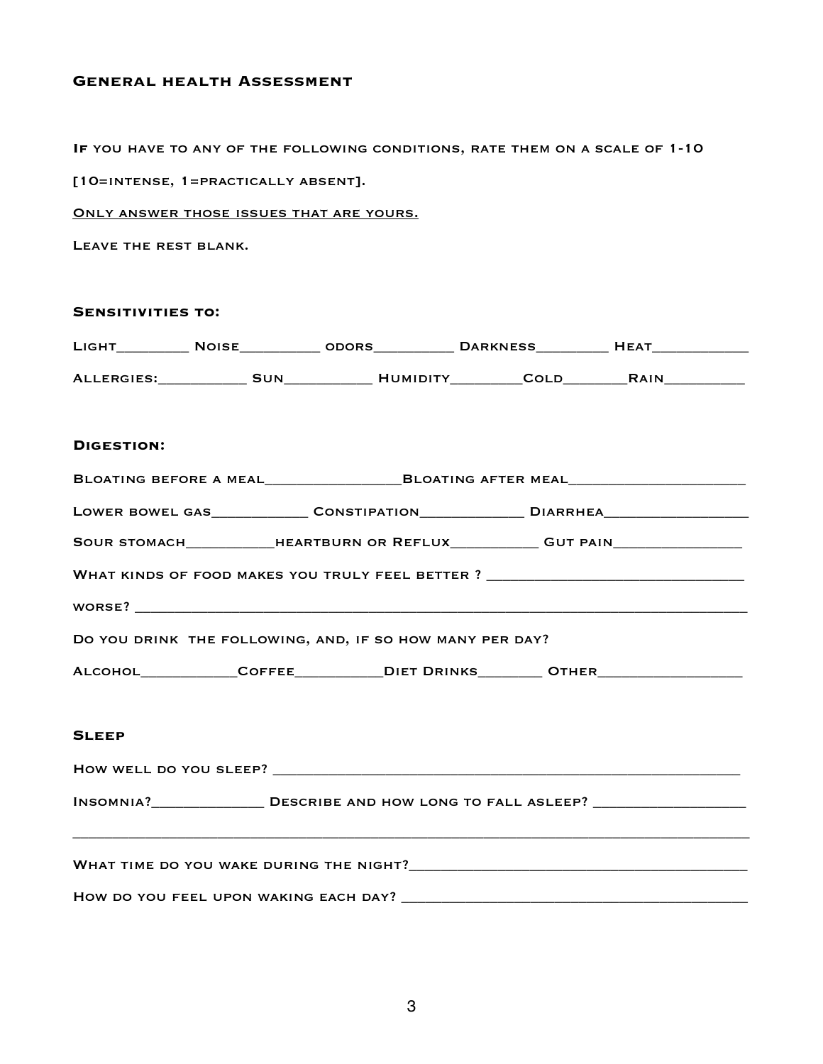## General health Assessment

If you have to any of the following conditions, rate them on a scale of 1-10

[10=intense, 1=practically absent].

<u>Only answer those issues that are yours.</u>

Leave the rest blank.

### Sensitivities to:

Light_________ Noise__________ odors__________ Darkness_________ Heat____________

Allergies:___________ Sun___________ Humidity_________Cold________Rain__________

### Digestion:

Bloating before a meal_________________Bloating after meal______________________

Lower bowel gas____________ Constipation_____________ Diarrhea__________________

Sour stomach___________heartburn or Reflux___________ Gut pain_________________

What kinds of food makes you truly feel better ? ________________________________

worse? ________________________________________________________________________

Do you drink the following, and, if so how many per day?

Alcohol____________Coffee___________Diet Drinks________ Other__________________

### Sleep

How well do you sleep? ____________________________________________________________

Insomnia?______________ Describe and how long to fall asleep? ___________________

________________________________________________________________________________

What time do you wake during the night?__________________________________________

How do you feel upon waking each day? ___________________________________________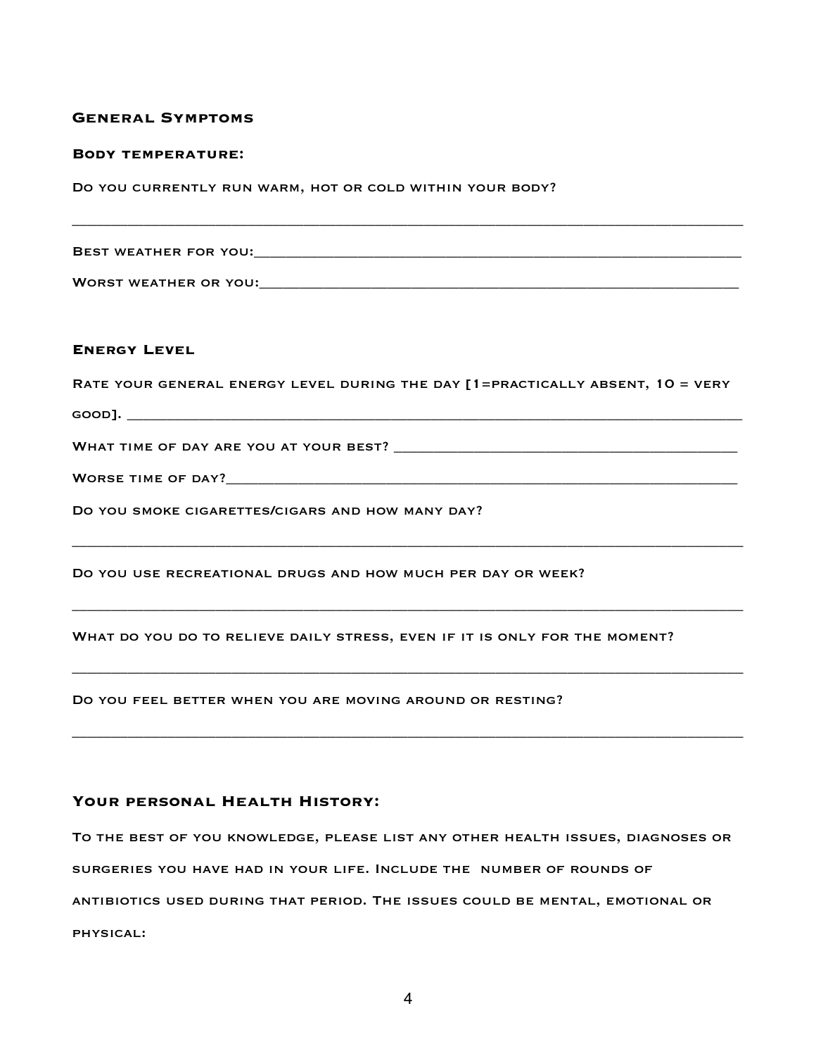## General Symptoms

**Body temperature:**

Do you currently run warm, hot or cold within your body?

_______________________________________________________________________________

Best weather for you:_____________________________________________________________

Worst weather or you:____________________________________________________________

## Energy Level

Rate your general energy level during the day [1=practically absent, 10 = very good]. _______________________________________________________________________

What time of day are you at your best? _______________________________________

Worse time of day?______________________________________________________________

Do you smoke cigarettes/cigars and how many day?

_______________________________________________________________________________

Do you use recreational drugs and how much per day or week?

_______________________________________________________________________________

What do you do to relieve daily stress, even if it is only for the moment?

_______________________________________________________________________________

Do you feel better when you are moving around or resting?

_______________________________________________________________________________

## Your personal Health History:

To the best of you knowledge, please list any other health issues, diagnoses or surgeries you have had in your life. Include the number of rounds of antibiotics used during that period. The issues could be mental, emotional or physical: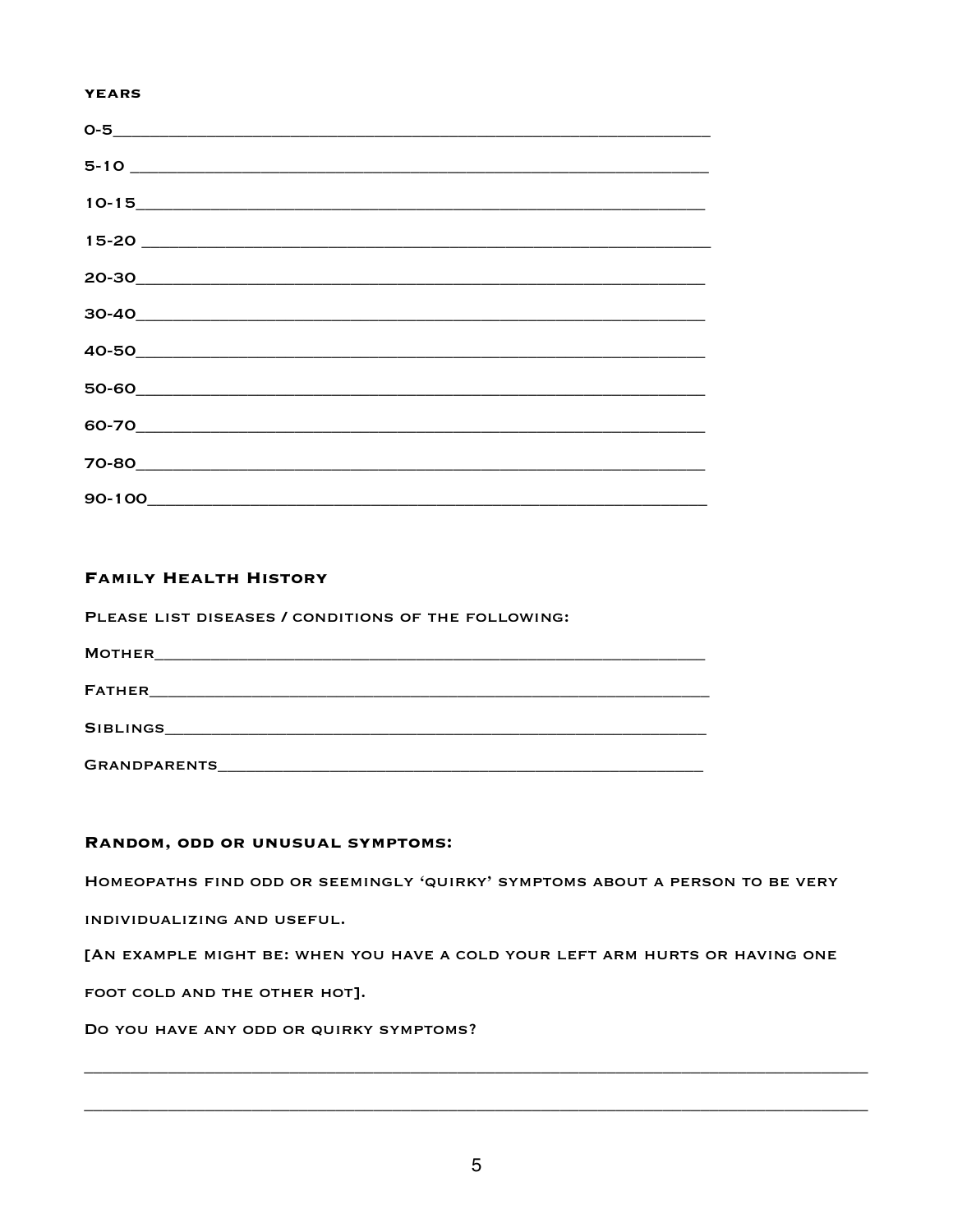**Years**

0-5______________________________________________________

5-10 ____________________________________________________

10-15___________________________________________________

15-20 ___________________________________________________

20-30___________________________________________________

30-40___________________________________________________

40-50___________________________________________________

50-60___________________________________________________

60-70___________________________________________________

70-80___________________________________________________

90-100__________________________________________________

## Family Health History

Please list diseases / conditions of the following:

Mother__________________________________________________

Father___________________________________________________

Siblings_________________________________________________

Grandparents____________________________________________

## Random, odd or unusual symptoms:

Homeopaths find odd or seemingly 'quirky' symptoms about a person to be very individualizing and useful.

[An example might be: when you have a cold your left arm hurts or having one foot cold and the other hot].

Do you have any odd or quirky symptoms?

___________________________________________________________________________

___________________________________________________________________________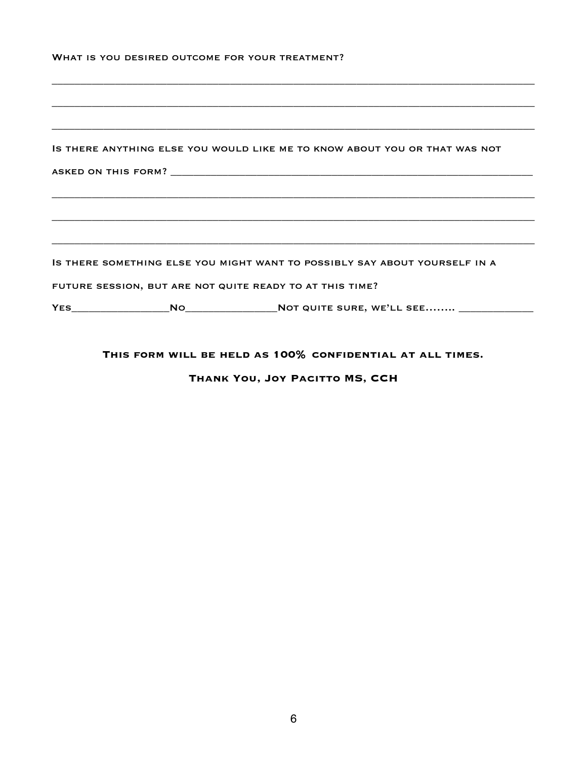What is you desired outcome for your treatment?

_______________________________________________________________________________

_______________________________________________________________________________

_______________________________________________________________________________

Is there anything else you would like me to know about you or that was not asked on this form? _______________________________________________________

_______________________________________________________________________________

_______________________________________________________________________________

_______________________________________________________________________________

Is there something else you might want to possibly say about yourself in a future session, but are not quite ready to at this time?

Yes_______________No______________Not quite sure, we'll see........ ____________

**This form will be held as 100% confidential at all times.**

**Thank You, Joy Pacitto MS, CCH**